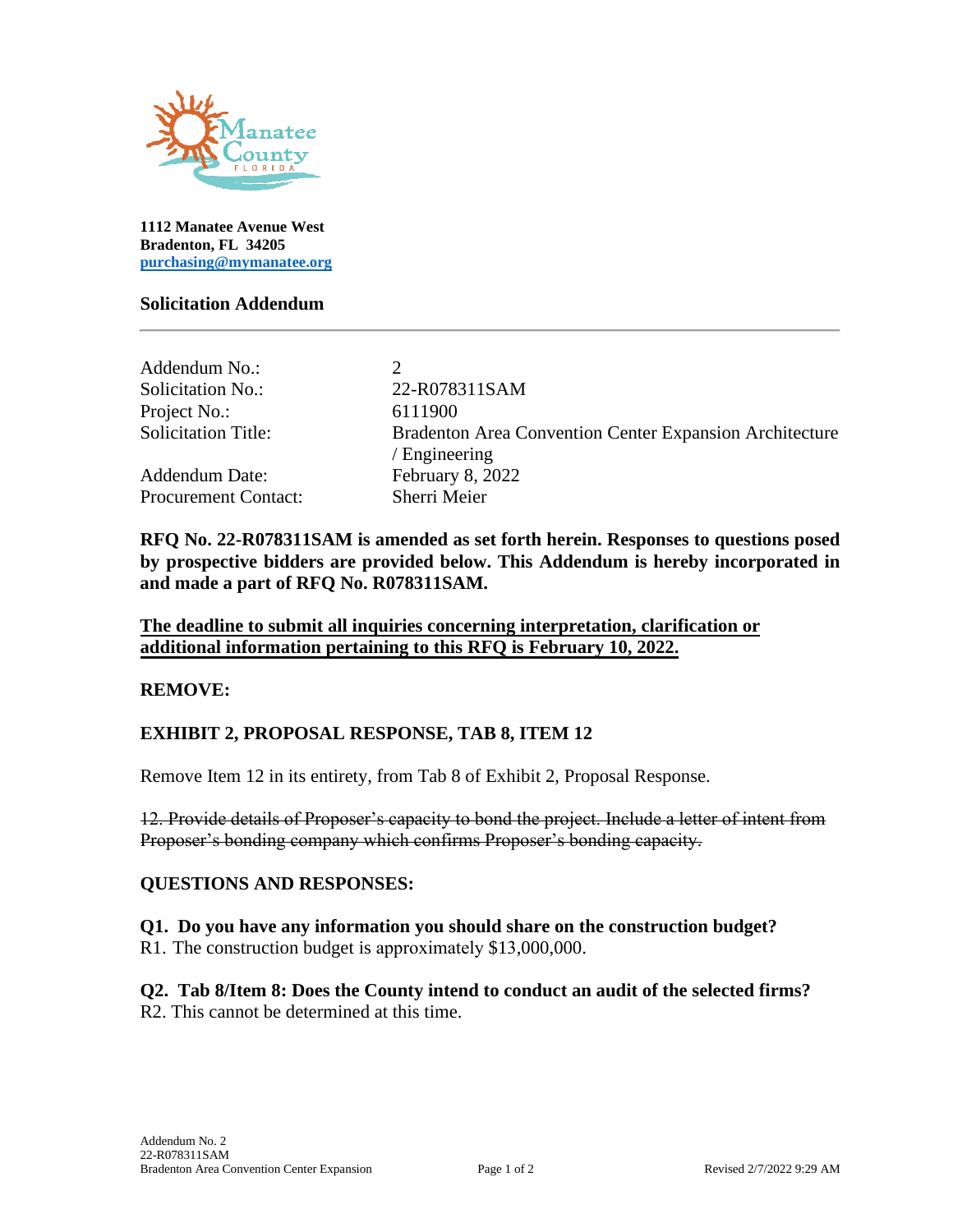1112 Manatee Avenue West
Bradenton, FL 34205
purchasing@mymanatee.org

## Solicitation Addendum

| | |
|---|---|
| Addendum No.: | 2 |
| Solicitation No.: | 22-R078311SAM |
| Project No.: | 6111900 |
| Solicitation Title: | Bradenton Area Convention Center Expansion Architecture / Engineering |
| Addendum Date: | February 8, 2022 |
| Procurement Contact: | Sherri Meier |

**RFQ No. 22-R078311SAM is amended as set forth herein. Responses to questions posed by prospective bidders are provided below. This Addendum is hereby incorporated in and made a part of RFQ No. R078311SAM.**

**The deadline to submit all inquiries concerning interpretation, clarification or additional information pertaining to this RFQ is February 10, 2022.**

**REMOVE:**

**EXHIBIT 2, PROPOSAL RESPONSE, TAB 8, ITEM 12**

Remove Item 12 in its entirety, from Tab 8 of Exhibit 2, Proposal Response.

~~12. Provide details of Proposer's capacity to bond the project. Include a letter of intent from Proposer's bonding company which confirms Proposer's bonding capacity.~~

**QUESTIONS AND RESPONSES:**

**Q1. Do you have any information you should share on the construction budget?**
R1. The construction budget is approximately $13,000,000.

**Q2. Tab 8/Item 8: Does the County intend to conduct an audit of the selected firms?**
R2. This cannot be determined at this time.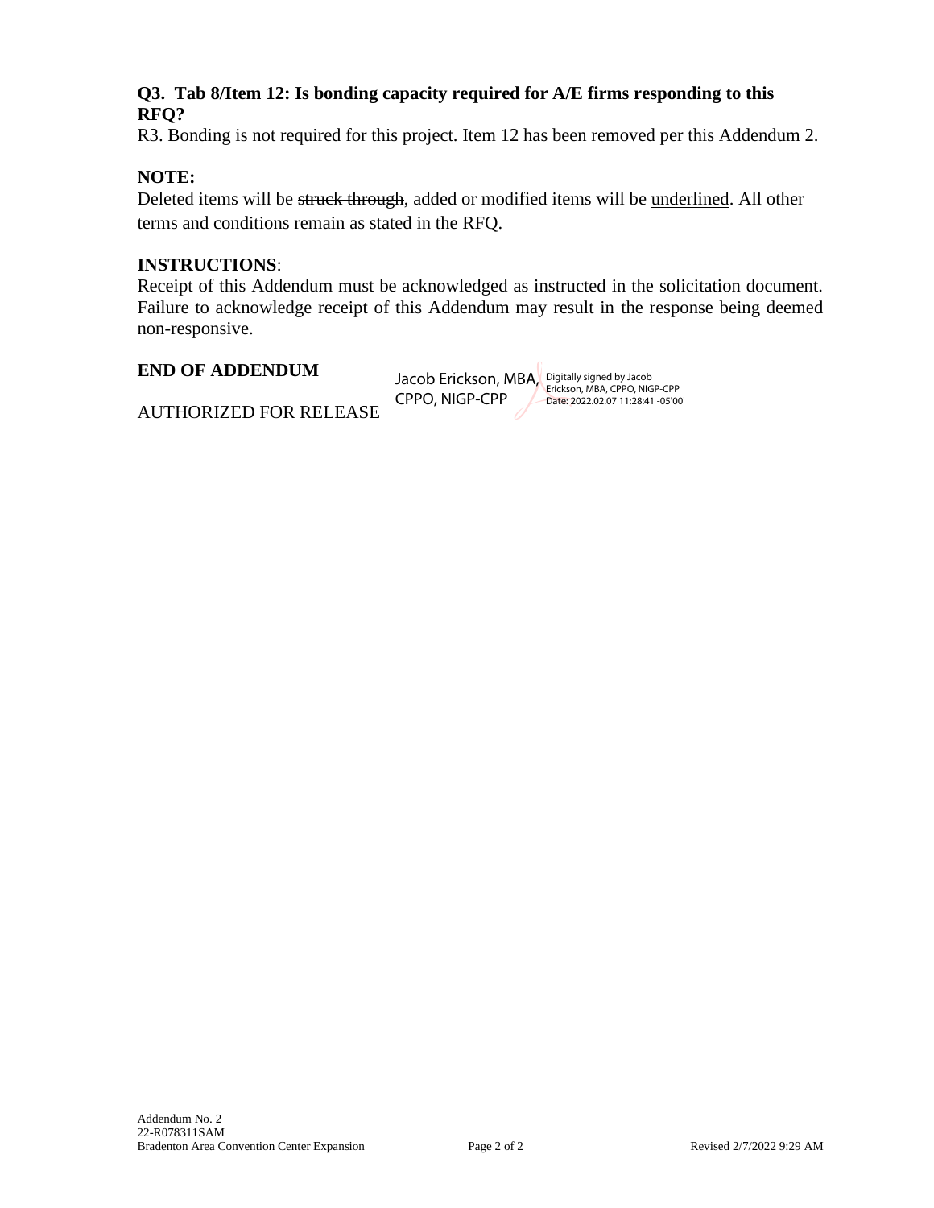**Q3. Tab 8/Item 12: Is bonding capacity required for A/E firms responding to this RFQ?**

R3. Bonding is not required for this project. Item 12 has been removed per this Addendum 2.

**NOTE:**

Deleted items will be ~~struck through~~, added or modified items will be <u>underlined</u>. All other terms and conditions remain as stated in the RFQ.

**INSTRUCTIONS**:

Receipt of this Addendum must be acknowledged as instructed in the solicitation document. Failure to acknowledge receipt of this Addendum may result in the response being deemed non-responsive.

**END OF ADDENDUM**

AUTHORIZED FOR RELEASE

Jacob Erickson, MBA, CPPO, NIGP-CPP

Digitally signed by Jacob Erickson, MBA, CPPO, NIGP-CPP
Date: 2022.02.07 11:28:41 -05'00'

Addendum No. 2
22-R078311SAM
Bradenton Area Convention Center Expansion

Revised 2/7/2022 9:29 AM